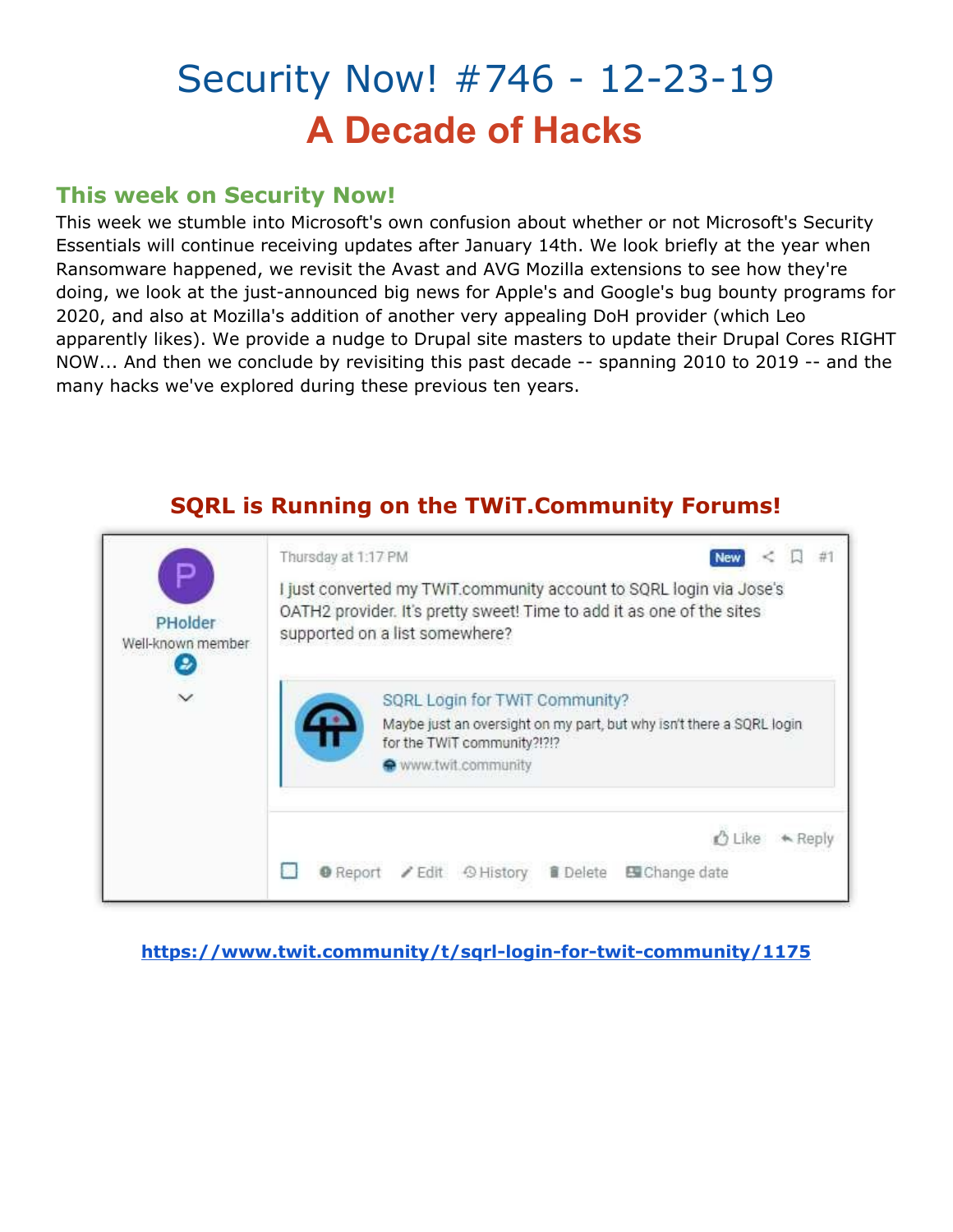# Security Now! #746 - 12-23-19

## A Decade of Hacks

### This week on Security Now!

This week we stumble into Microsoft's own confusion about whether or not Microsoft's Security Essentials will continue receiving updates after January 14th. We look briefly at the year when Ransomware happened, we revisit the Avast and AVG Mozilla extensions to see how they're doing, we look at the just-announced big news for Apple's and Google's bug bounty programs for 2020, and also at Mozilla's addition of another very appealing DoH provider (which Leo apparently likes). We provide a nudge to Drupal site masters to update their Drupal Cores RIGHT NOW... And then we conclude by revisiting this past decade -- spanning 2010 to 2019 -- and the many hacks we've explored during these previous ten years.

### SQRL is Running on the TWiT.Community Forums!

PHolder
Well-known member

Thursday at 1:17 PM — New — #1

I just converted my TWiT.community account to SQRL login via Jose's OATH2 provider. It's pretty sweet! Time to add it as one of the sites supported on a list somewhere?

> **SQRL Login for TWiT Community?**
> Maybe just an oversight on my part, but why isn't there a SQRL login for the TWiT community?!?!?
> www.twit.community

Like · Reply

Report · Edit · History · Delete · Change date

**https://www.twit.community/t/sqrl-login-for-twit-community/1175**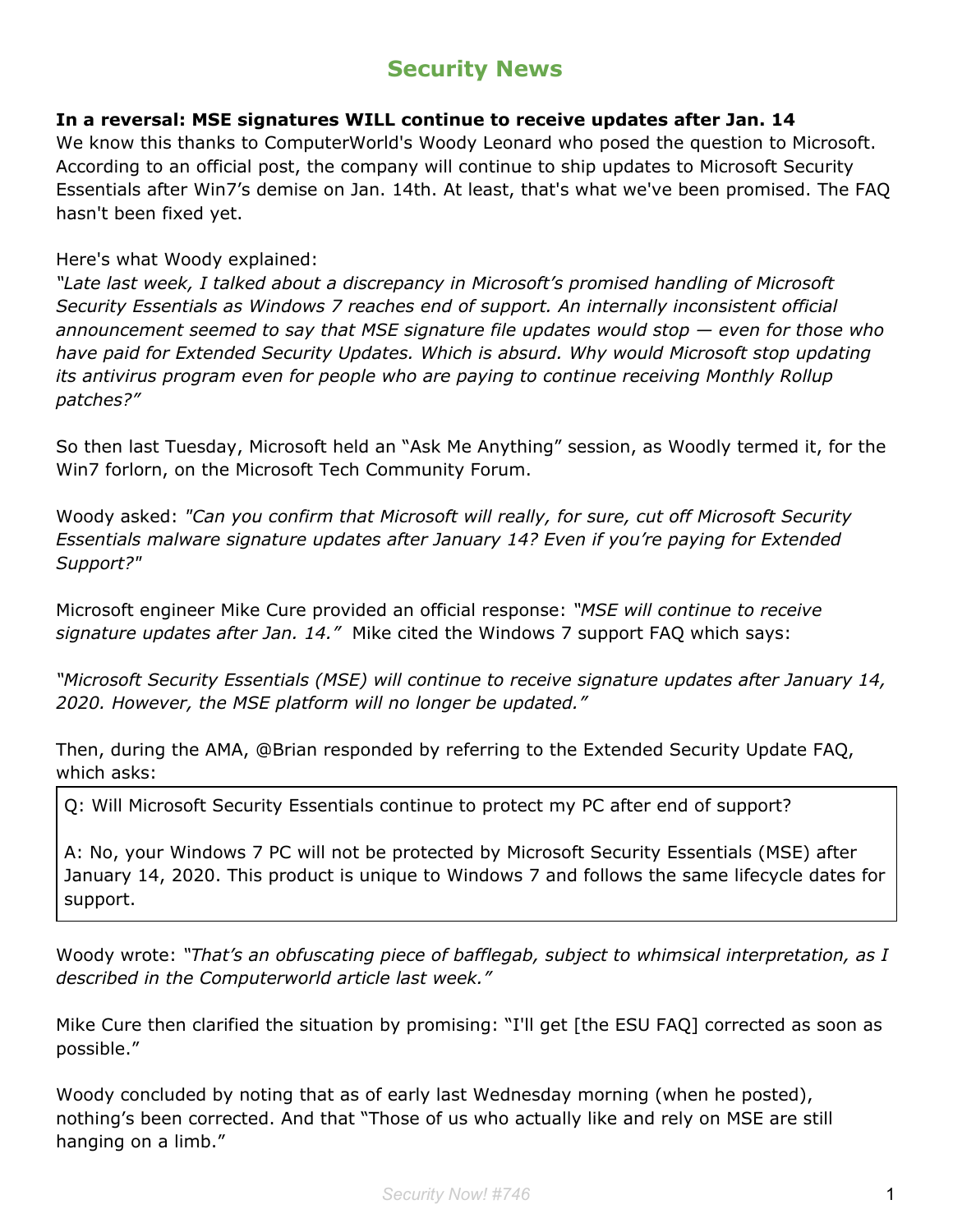## Security News

**In a reversal: MSE signatures WILL continue to receive updates after Jan. 14**

We know this thanks to ComputerWorld's Woody Leonard who posed the question to Microsoft. According to an official post, the company will continue to ship updates to Microsoft Security Essentials after Win7's demise on Jan. 14th. At least, that's what we've been promised. The FAQ hasn't been fixed yet.

Here's what Woody explained:

*"Late last week, I talked about a discrepancy in Microsoft's promised handling of Microsoft Security Essentials as Windows 7 reaches end of support. An internally inconsistent official announcement seemed to say that MSE signature file updates would stop — even for those who have paid for Extended Security Updates. Which is absurd. Why would Microsoft stop updating its antivirus program even for people who are paying to continue receiving Monthly Rollup patches?"*

So then last Tuesday, Microsoft held an "Ask Me Anything" session, as Woodly termed it, for the Win7 forlorn, on the Microsoft Tech Community Forum.

Woody asked: *"Can you confirm that Microsoft will really, for sure, cut off Microsoft Security Essentials malware signature updates after January 14? Even if you're paying for Extended Support?"*

Microsoft engineer Mike Cure provided an official response: *"MSE will continue to receive signature updates after Jan. 14."* Mike cited the Windows 7 support FAQ which says:

*"Microsoft Security Essentials (MSE) will continue to receive signature updates after January 14, 2020. However, the MSE platform will no longer be updated."*

Then, during the AMA, @Brian responded by referring to the Extended Security Update FAQ, which asks:

> Q: Will Microsoft Security Essentials continue to protect my PC after end of support?
>
> A: No, your Windows 7 PC will not be protected by Microsoft Security Essentials (MSE) after January 14, 2020. This product is unique to Windows 7 and follows the same lifecycle dates for support.

Woody wrote: *"That's an obfuscating piece of bafflegab, subject to whimsical interpretation, as I described in the Computerworld article last week."*

Mike Cure then clarified the situation by promising: "I'll get [the ESU FAQ] corrected as soon as possible."

Woody concluded by noting that as of early last Wednesday morning (when he posted), nothing's been corrected. And that "Those of us who actually like and rely on MSE are still hanging on a limb."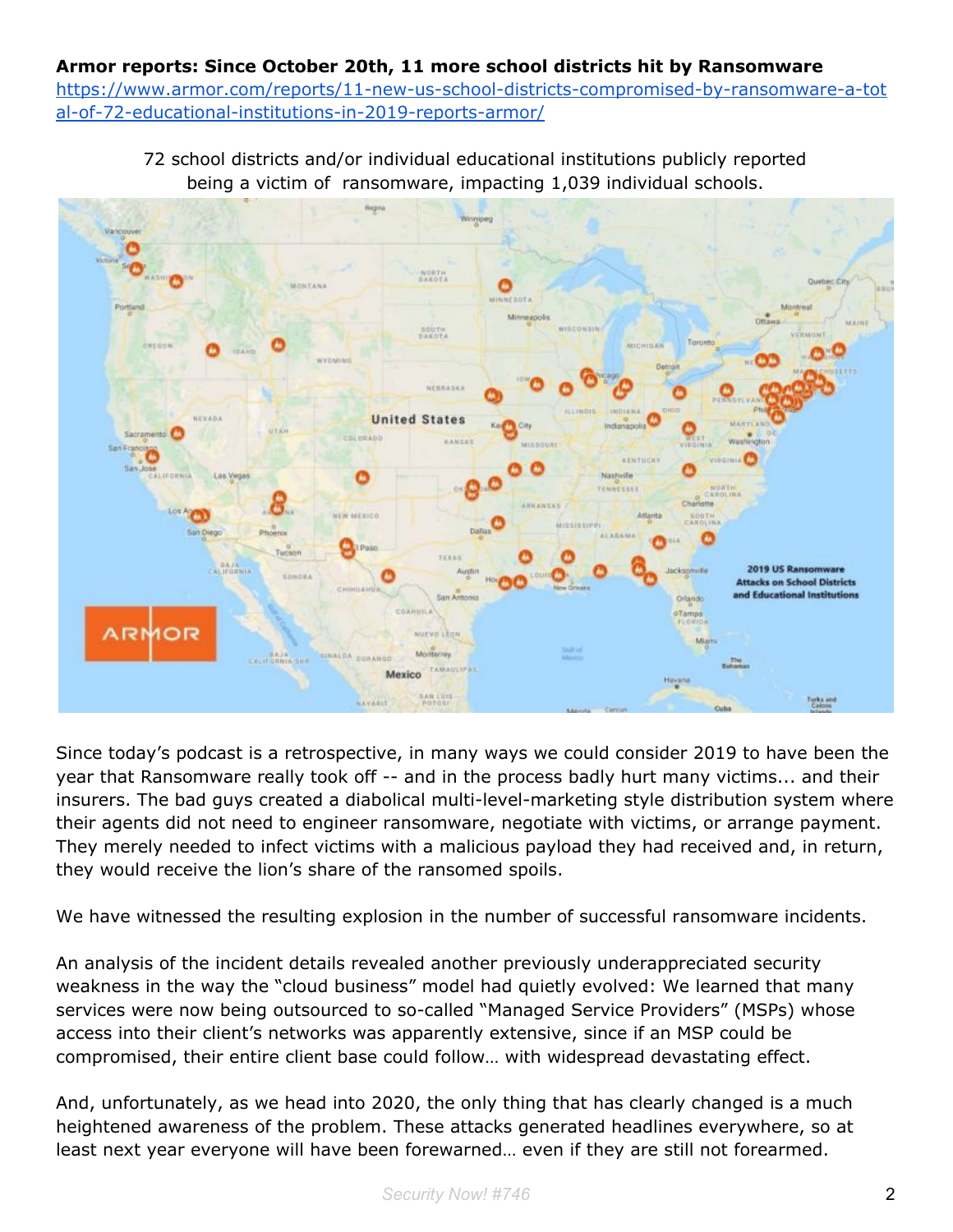**Armor reports: Since October 20th, 11 more school districts hit by Ransomware**
https://www.armor.com/reports/11-new-us-school-districts-compromised-by-ransomware-a-total-of-72-educational-institutions-in-2019-reports-armor/

72 school districts and/or individual educational institutions publicly reported being a victim of ransomware, impacting 1,039 individual schools.

Since today's podcast is a retrospective, in many ways we could consider 2019 to have been the year that Ransomware really took off -- and in the process badly hurt many victims... and their insurers. The bad guys created a diabolical multi-level-marketing style distribution system where their agents did not need to engineer ransomware, negotiate with victims, or arrange payment. They merely needed to infect victims with a malicious payload they had received and, in return, they would receive the lion's share of the ransomed spoils.

We have witnessed the resulting explosion in the number of successful ransomware incidents.

An analysis of the incident details revealed another previously underappreciated security weakness in the way the "cloud business" model had quietly evolved: We learned that many services were now being outsourced to so-called "Managed Service Providers" (MSPs) whose access into their client's networks was apparently extensive, since if an MSP could be compromised, their entire client base could follow… with widespread devastating effect.

And, unfortunately, as we head into 2020, the only thing that has clearly changed is a much heightened awareness of the problem. These attacks generated headlines everywhere, so at least next year everyone will have been forewarned… even if they are still not forearmed.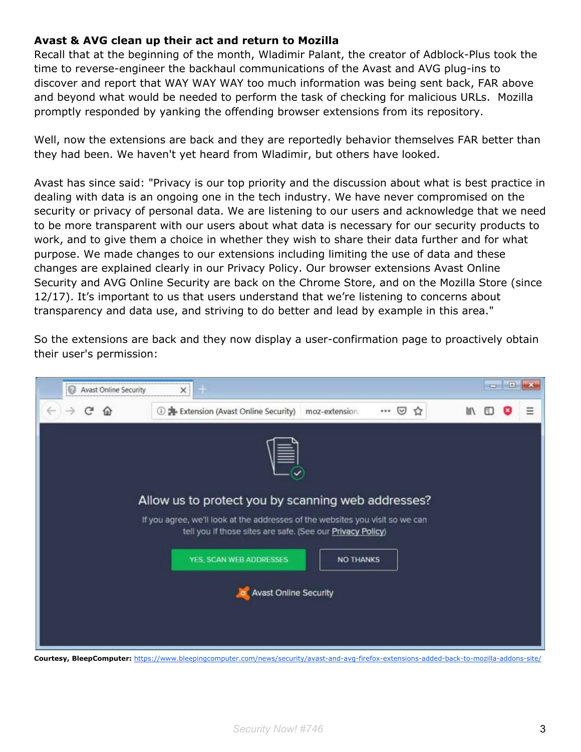**Avast & AVG clean up their act and return to Mozilla**

Recall that at the beginning of the month, Wladimir Palant, the creator of Adblock-Plus took the time to reverse-engineer the backhaul communications of the Avast and AVG plug-ins to discover and report that WAY WAY WAY too much information was being sent back, FAR above and beyond what would be needed to perform the task of checking for malicious URLs. Mozilla promptly responded by yanking the offending browser extensions from its repository.

Well, now the extensions are back and they are reportedly behavior themselves FAR better than they had been. We haven't yet heard from Wladimir, but others have looked.

Avast has since said: "Privacy is our top priority and the discussion about what is best practice in dealing with data is an ongoing one in the tech industry. We have never compromised on the security or privacy of personal data. We are listening to our users and acknowledge that we need to be more transparent with our users about what data is necessary for our security products to work, and to give them a choice in whether they wish to share their data further and for what purpose. We made changes to our extensions including limiting the use of data and these changes are explained clearly in our Privacy Policy. Our browser extensions Avast Online Security and AVG Online Security are back on the Chrome Store, and on the Mozilla Store (since 12/17). It's important to us that users understand that we're listening to concerns about transparency and data use, and striving to do better and lead by example in this area."

So the extensions are back and they now display a user-confirmation page to proactively obtain their user's permission:

**Courtesy, BleepComputer:** https://www.bleepingcomputer.com/news/security/avast-and-avg-firefox-extensions-added-back-to-mozilla-addons-site/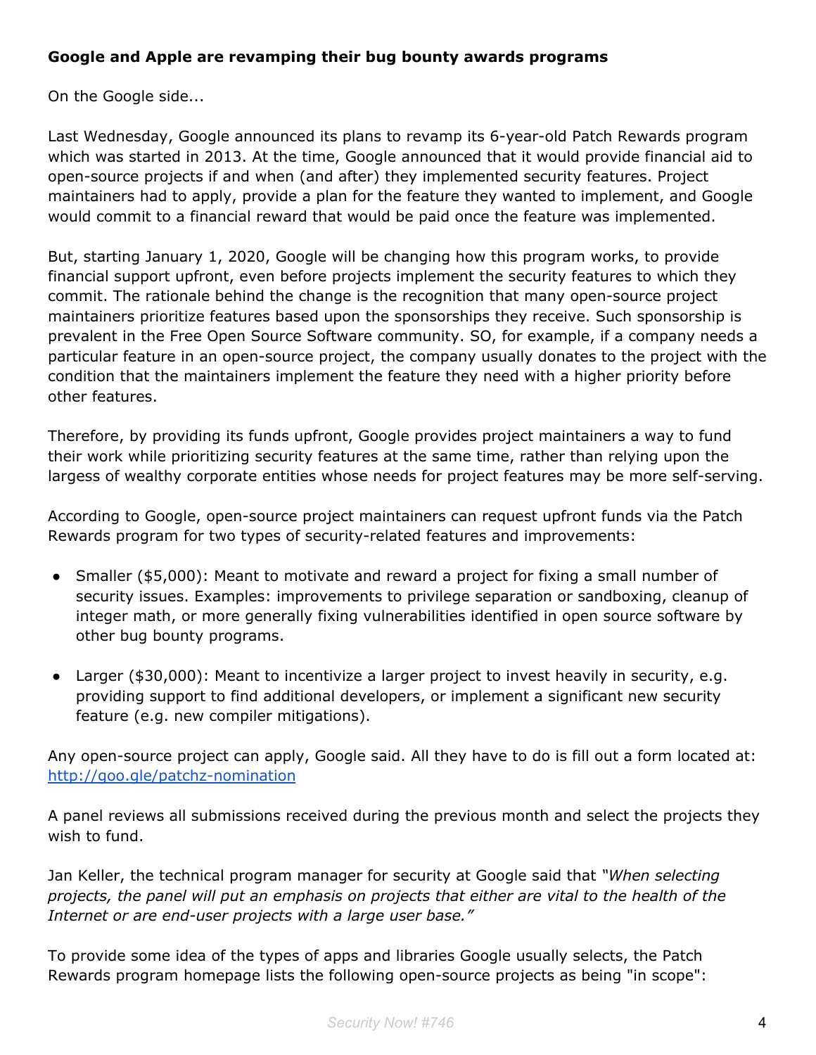**Google and Apple are revamping their bug bounty awards programs**

On the Google side...

Last Wednesday, Google announced its plans to revamp its 6-year-old Patch Rewards program which was started in 2013. At the time, Google announced that it would provide financial aid to open-source projects if and when (and after) they implemented security features. Project maintainers had to apply, provide a plan for the feature they wanted to implement, and Google would commit to a financial reward that would be paid once the feature was implemented.

But, starting January 1, 2020, Google will be changing how this program works, to provide financial support upfront, even before projects implement the security features to which they commit. The rationale behind the change is the recognition that many open-source project maintainers prioritize features based upon the sponsorships they receive. Such sponsorship is prevalent in the Free Open Source Software community. SO, for example, if a company needs a particular feature in an open-source project, the company usually donates to the project with the condition that the maintainers implement the feature they need with a higher priority before other features.

Therefore, by providing its funds upfront, Google provides project maintainers a way to fund their work while prioritizing security features at the same time, rather than relying upon the largess of wealthy corporate entities whose needs for project features may be more self-serving.

According to Google, open-source project maintainers can request upfront funds via the Patch Rewards program for two types of security-related features and improvements:

- Smaller ($5,000): Meant to motivate and reward a project for fixing a small number of security issues. Examples: improvements to privilege separation or sandboxing, cleanup of integer math, or more generally fixing vulnerabilities identified in open source software by other bug bounty programs.
- Larger ($30,000): Meant to incentivize a larger project to invest heavily in security, e.g. providing support to find additional developers, or implement a significant new security feature (e.g. new compiler mitigations).

Any open-source project can apply, Google said. All they have to do is fill out a form located at: http://goo.gle/patchz-nomination

A panel reviews all submissions received during the previous month and select the projects they wish to fund.

Jan Keller, the technical program manager for security at Google said that *"When selecting projects, the panel will put an emphasis on projects that either are vital to the health of the Internet or are end-user projects with a large user base."*

To provide some idea of the types of apps and libraries Google usually selects, the Patch Rewards program homepage lists the following open-source projects as being "in scope":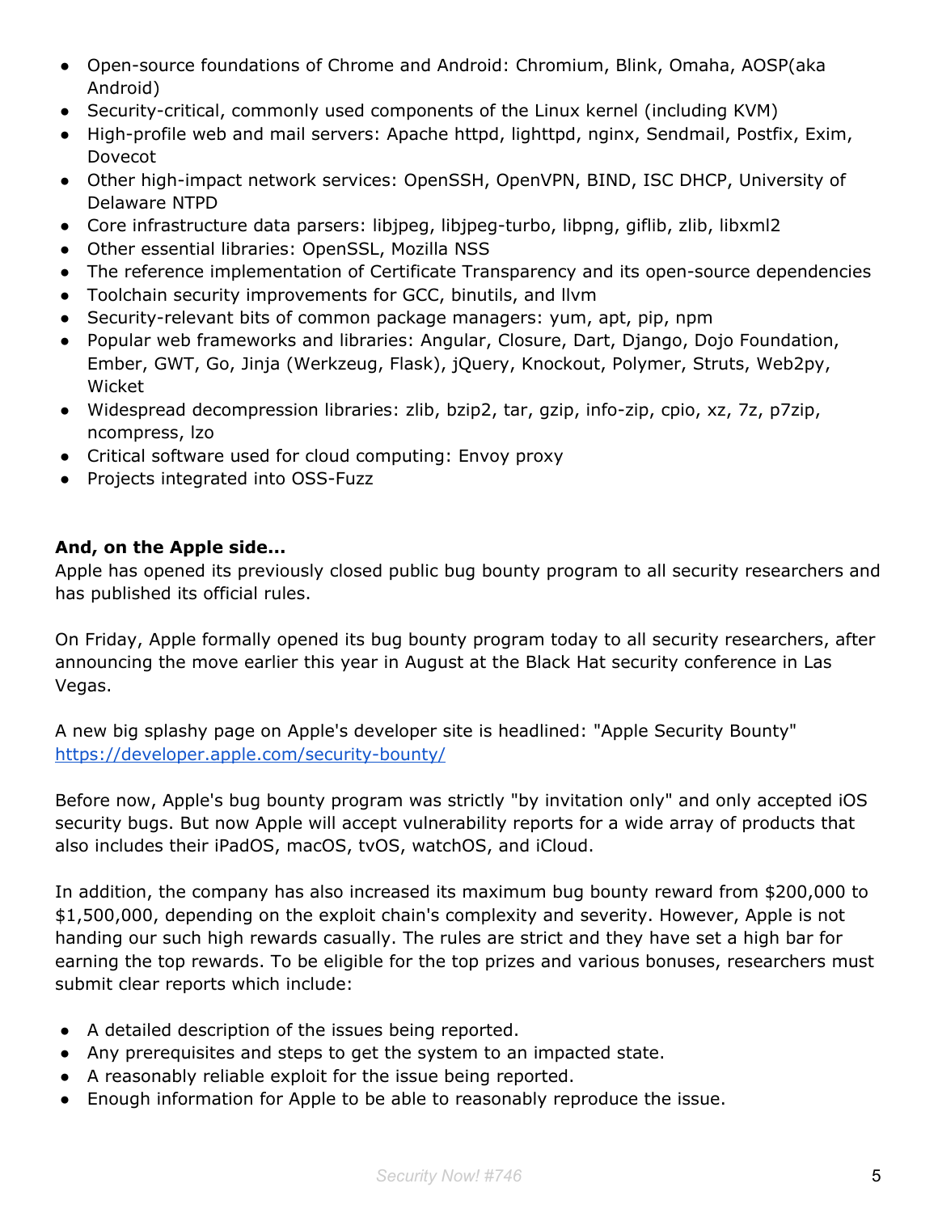- Open-source foundations of Chrome and Android: Chromium, Blink, Omaha, AOSP(aka Android)
- Security-critical, commonly used components of the Linux kernel (including KVM)
- High-profile web and mail servers: Apache httpd, lighttpd, nginx, Sendmail, Postfix, Exim, Dovecot
- Other high-impact network services: OpenSSH, OpenVPN, BIND, ISC DHCP, University of Delaware NTPD
- Core infrastructure data parsers: libjpeg, libjpeg-turbo, libpng, giflib, zlib, libxml2
- Other essential libraries: OpenSSL, Mozilla NSS
- The reference implementation of Certificate Transparency and its open-source dependencies
- Toolchain security improvements for GCC, binutils, and llvm
- Security-relevant bits of common package managers: yum, apt, pip, npm
- Popular web frameworks and libraries: Angular, Closure, Dart, Django, Dojo Foundation, Ember, GWT, Go, Jinja (Werkzeug, Flask), jQuery, Knockout, Polymer, Struts, Web2py, Wicket
- Widespread decompression libraries: zlib, bzip2, tar, gzip, info-zip, cpio, xz, 7z, p7zip, ncompress, lzo
- Critical software used for cloud computing: Envoy proxy
- Projects integrated into OSS-Fuzz

**And, on the Apple side...**

Apple has opened its previously closed public bug bounty program to all security researchers and has published its official rules.

On Friday, Apple formally opened its bug bounty program today to all security researchers, after announcing the move earlier this year in August at the Black Hat security conference in Las Vegas.

A new big splashy page on Apple's developer site is headlined: "Apple Security Bounty" https://developer.apple.com/security-bounty/

Before now, Apple's bug bounty program was strictly "by invitation only" and only accepted iOS security bugs. But now Apple will accept vulnerability reports for a wide array of products that also includes their iPadOS, macOS, tvOS, watchOS, and iCloud.

In addition, the company has also increased its maximum bug bounty reward from $200,000 to $1,500,000, depending on the exploit chain's complexity and severity. However, Apple is not handing our such high rewards casually. The rules are strict and they have set a high bar for earning the top rewards. To be eligible for the top prizes and various bonuses, researchers must submit clear reports which include:

- A detailed description of the issues being reported.
- Any prerequisites and steps to get the system to an impacted state.
- A reasonably reliable exploit for the issue being reported.
- Enough information for Apple to be able to reasonably reproduce the issue.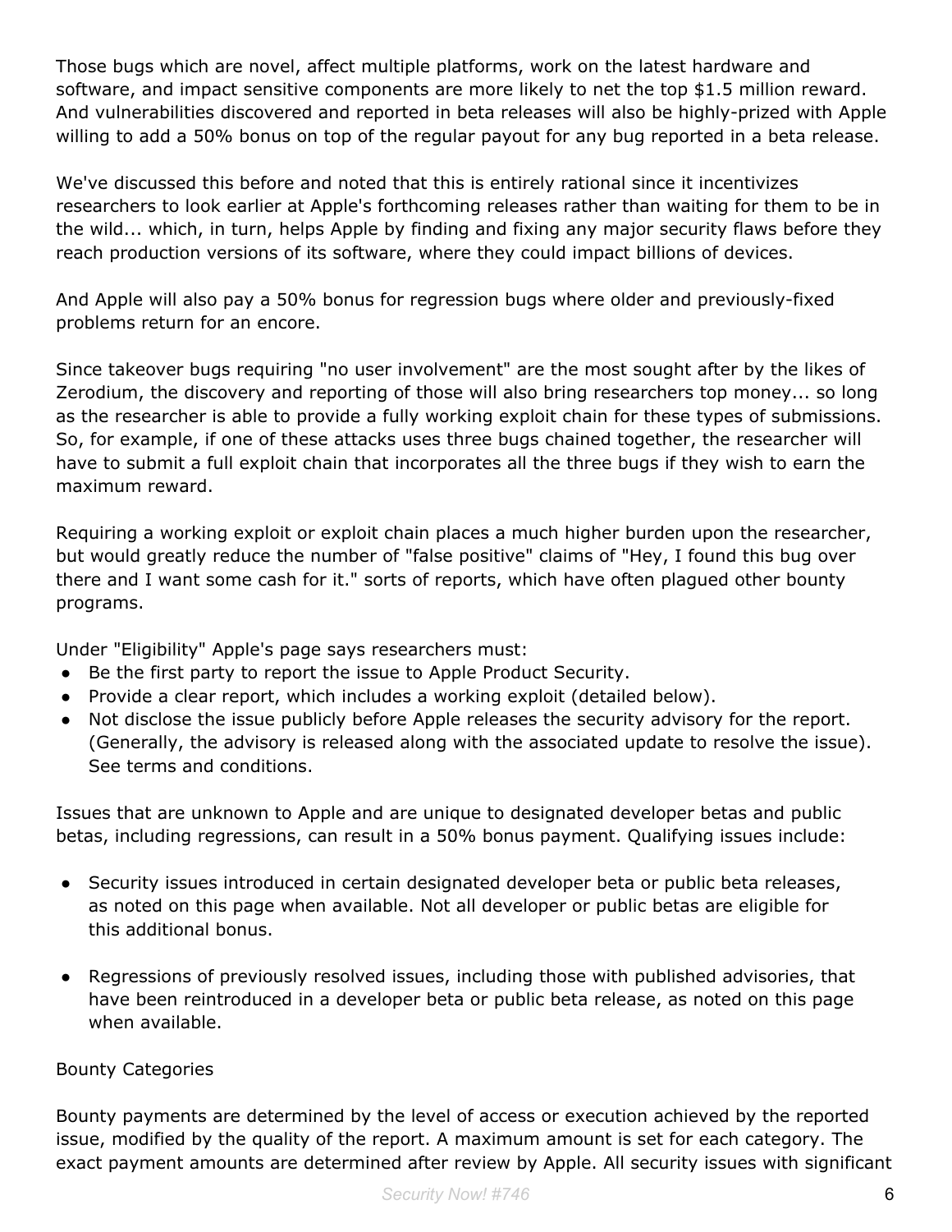Those bugs which are novel, affect multiple platforms, work on the latest hardware and software, and impact sensitive components are more likely to net the top $1.5 million reward. And vulnerabilities discovered and reported in beta releases will also be highly-prized with Apple willing to add a 50% bonus on top of the regular payout for any bug reported in a beta release.

We've discussed this before and noted that this is entirely rational since it incentivizes researchers to look earlier at Apple's forthcoming releases rather than waiting for them to be in the wild... which, in turn, helps Apple by finding and fixing any major security flaws before they reach production versions of its software, where they could impact billions of devices.

And Apple will also pay a 50% bonus for regression bugs where older and previously-fixed problems return for an encore.

Since takeover bugs requiring "no user involvement" are the most sought after by the likes of Zerodium, the discovery and reporting of those will also bring researchers top money... so long as the researcher is able to provide a fully working exploit chain for these types of submissions. So, for example, if one of these attacks uses three bugs chained together, the researcher will have to submit a full exploit chain that incorporates all the three bugs if they wish to earn the maximum reward.

Requiring a working exploit or exploit chain places a much higher burden upon the researcher, but would greatly reduce the number of "false positive" claims of "Hey, I found this bug over there and I want some cash for it." sorts of reports, which have often plagued other bounty programs.

Under "Eligibility" Apple's page says researchers must:

- Be the first party to report the issue to Apple Product Security.
- Provide a clear report, which includes a working exploit (detailed below).
- Not disclose the issue publicly before Apple releases the security advisory for the report. (Generally, the advisory is released along with the associated update to resolve the issue). See terms and conditions.

Issues that are unknown to Apple and are unique to designated developer betas and public betas, including regressions, can result in a 50% bonus payment. Qualifying issues include:

- Security issues introduced in certain designated developer beta or public beta releases, as noted on this page when available. Not all developer or public betas are eligible for this additional bonus.

- Regressions of previously resolved issues, including those with published advisories, that have been reintroduced in a developer beta or public beta release, as noted on this page when available.

Bounty Categories

Bounty payments are determined by the level of access or execution achieved by the reported issue, modified by the quality of the report. A maximum amount is set for each category. The exact payment amounts are determined after review by Apple. All security issues with significant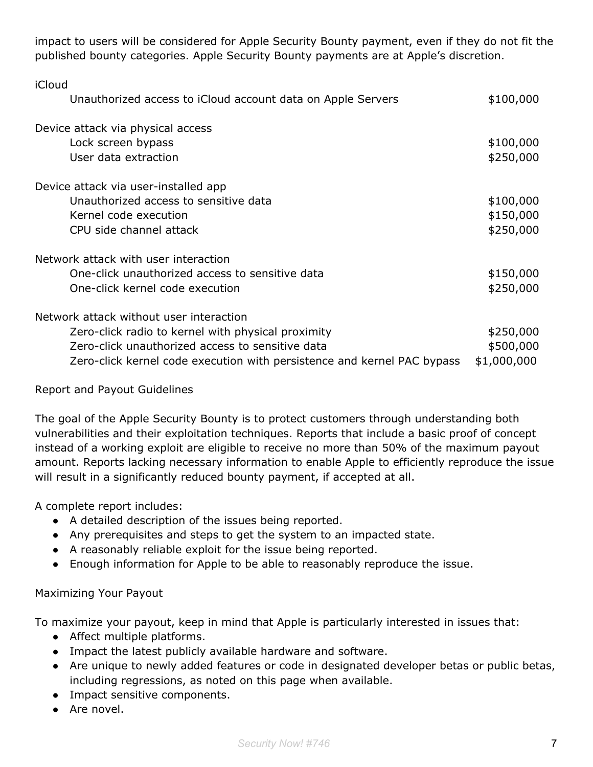impact to users will be considered for Apple Security Bounty payment, even if they do not fit the published bounty categories. Apple Security Bounty payments are at Apple's discretion.

| Category | Amount |
|---|---|
| **iCloud** | |
| Unauthorized access to iCloud account data on Apple Servers | \$100,000 |
| **Device attack via physical access** | |
| Lock screen bypass | \$100,000 |
| User data extraction | \$250,000 |
| **Device attack via user-installed app** | |
| Unauthorized access to sensitive data | \$100,000 |
| Kernel code execution | \$150,000 |
| CPU side channel attack | \$250,000 |
| **Network attack with user interaction** | |
| One-click unauthorized access to sensitive data | \$150,000 |
| One-click kernel code execution | \$250,000 |
| **Network attack without user interaction** | |
| Zero-click radio to kernel with physical proximity | \$250,000 |
| Zero-click unauthorized access to sensitive data | \$500,000 |
| Zero-click kernel code execution with persistence and kernel PAC bypass | \$1,000,000 |

Report and Payout Guidelines

The goal of the Apple Security Bounty is to protect customers through understanding both vulnerabilities and their exploitation techniques. Reports that include a basic proof of concept instead of a working exploit are eligible to receive no more than 50% of the maximum payout amount. Reports lacking necessary information to enable Apple to efficiently reproduce the issue will result in a significantly reduced bounty payment, if accepted at all.

A complete report includes:

- A detailed description of the issues being reported.
- Any prerequisites and steps to get the system to an impacted state.
- A reasonably reliable exploit for the issue being reported.
- Enough information for Apple to be able to reasonably reproduce the issue.

Maximizing Your Payout

To maximize your payout, keep in mind that Apple is particularly interested in issues that:

- Affect multiple platforms.
- Impact the latest publicly available hardware and software.
- Are unique to newly added features or code in designated developer betas or public betas, including regressions, as noted on this page when available.
- Impact sensitive components.
- Are novel.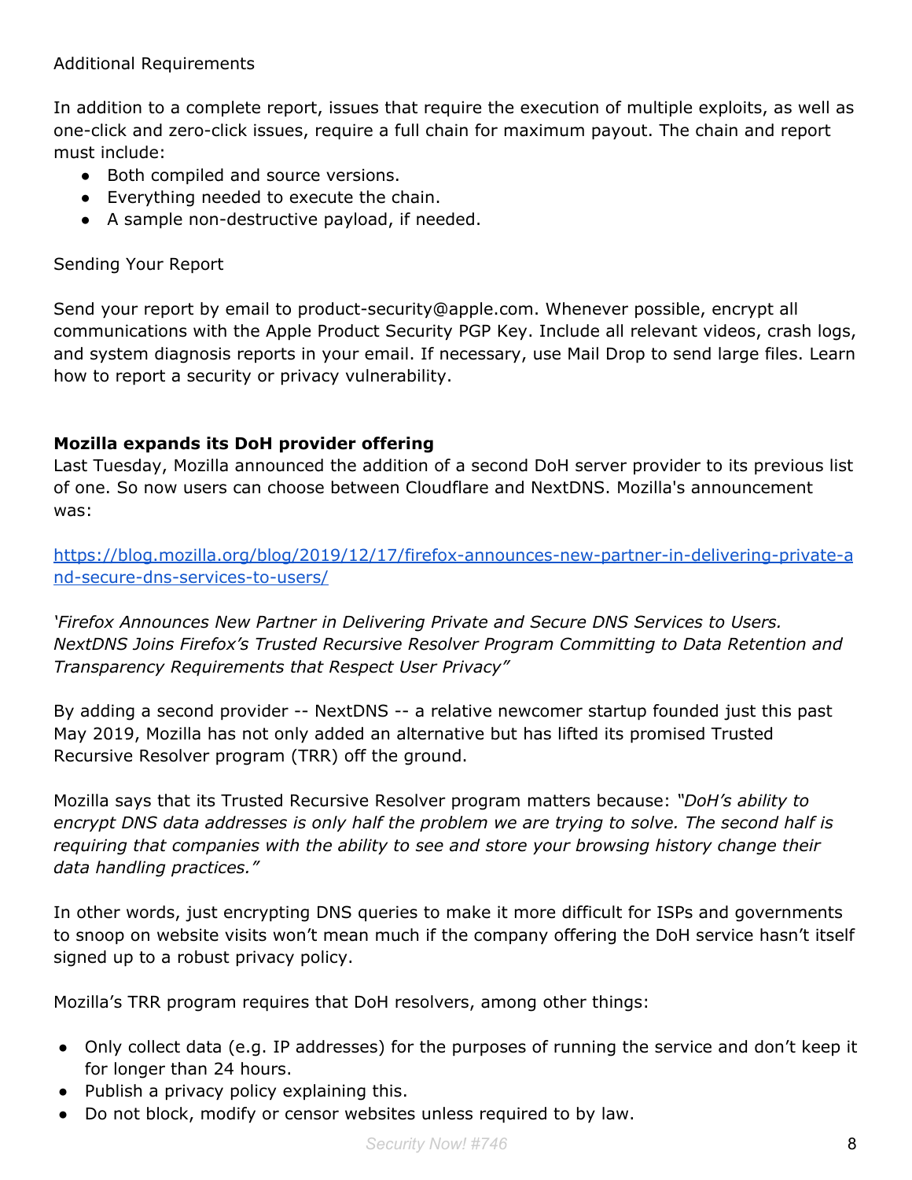Additional Requirements

In addition to a complete report, issues that require the execution of multiple exploits, as well as one-click and zero-click issues, require a full chain for maximum payout. The chain and report must include:

- Both compiled and source versions.
- Everything needed to execute the chain.
- A sample non-destructive payload, if needed.

Sending Your Report

Send your report by email to product-security@apple.com. Whenever possible, encrypt all communications with the Apple Product Security PGP Key. Include all relevant videos, crash logs, and system diagnosis reports in your email. If necessary, use Mail Drop to send large files. Learn how to report a security or privacy vulnerability.

**Mozilla expands its DoH provider offering**

Last Tuesday, Mozilla announced the addition of a second DoH server provider to its previous list of one. So now users can choose between Cloudflare and NextDNS. Mozilla's announcement was:

https://blog.mozilla.org/blog/2019/12/17/firefox-announces-new-partner-in-delivering-private-and-secure-dns-services-to-users/

*'Firefox Announces New Partner in Delivering Private and Secure DNS Services to Users. NextDNS Joins Firefox's Trusted Recursive Resolver Program Committing to Data Retention and Transparency Requirements that Respect User Privacy"*

By adding a second provider -- NextDNS -- a relative newcomer startup founded just this past May 2019, Mozilla has not only added an alternative but has lifted its promised Trusted Recursive Resolver program (TRR) off the ground.

Mozilla says that its Trusted Recursive Resolver program matters because: *"DoH's ability to encrypt DNS data addresses is only half the problem we are trying to solve. The second half is requiring that companies with the ability to see and store your browsing history change their data handling practices."*

In other words, just encrypting DNS queries to make it more difficult for ISPs and governments to snoop on website visits won't mean much if the company offering the DoH service hasn't itself signed up to a robust privacy policy.

Mozilla's TRR program requires that DoH resolvers, among other things:

- Only collect data (e.g. IP addresses) for the purposes of running the service and don't keep it for longer than 24 hours.
- Publish a privacy policy explaining this.
- Do not block, modify or censor websites unless required to by law.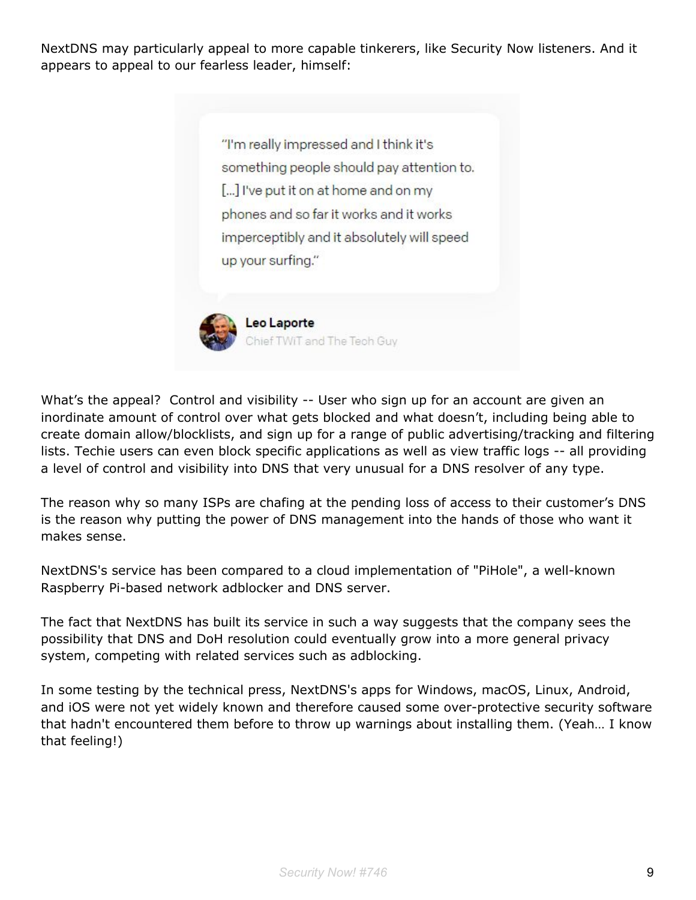NextDNS may particularly appeal to more capable tinkerers, like Security Now listeners. And it appears to appeal to our fearless leader, himself:

> "I'm really impressed and I think it's something people should pay attention to. [...] I've put it on at home and on my phones and so far it works and it works imperceptibly and it absolutely will speed up your surfing."
>
> **Leo Laporte**
> Chief TWiT and The Tech Guy

What's the appeal? Control and visibility -- User who sign up for an account are given an inordinate amount of control over what gets blocked and what doesn't, including being able to create domain allow/blocklists, and sign up for a range of public advertising/tracking and filtering lists. Techie users can even block specific applications as well as view traffic logs -- all providing a level of control and visibility into DNS that very unusual for a DNS resolver of any type.

The reason why so many ISPs are chafing at the pending loss of access to their customer's DNS is the reason why putting the power of DNS management into the hands of those who want it makes sense.

NextDNS's service has been compared to a cloud implementation of "PiHole", a well-known Raspberry Pi-based network adblocker and DNS server.

The fact that NextDNS has built its service in such a way suggests that the company sees the possibility that DNS and DoH resolution could eventually grow into a more general privacy system, competing with related services such as adblocking.

In some testing by the technical press, NextDNS's apps for Windows, macOS, Linux, Android, and iOS were not yet widely known and therefore caused some over-protective security software that hadn't encountered them before to throw up warnings about installing them. (Yeah… I know that feeling!)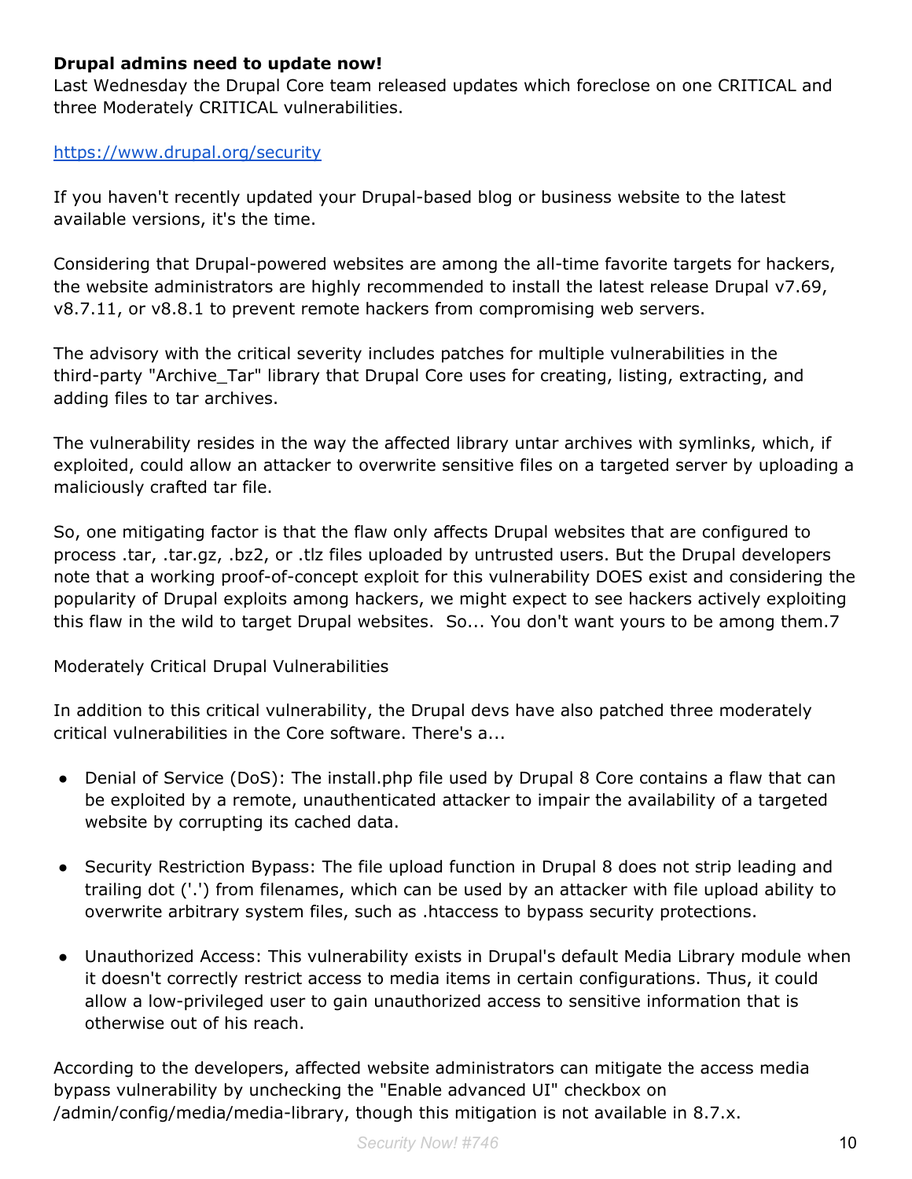**Drupal admins need to update now!**
Last Wednesday the Drupal Core team released updates which foreclose on one CRITICAL and three Moderately CRITICAL vulnerabilities.

https://www.drupal.org/security

If you haven't recently updated your Drupal-based blog or business website to the latest available versions, it's the time.

Considering that Drupal-powered websites are among the all-time favorite targets for hackers, the website administrators are highly recommended to install the latest release Drupal v7.69, v8.7.11, or v8.8.1 to prevent remote hackers from compromising web servers.

The advisory with the critical severity includes patches for multiple vulnerabilities in the third-party "Archive_Tar" library that Drupal Core uses for creating, listing, extracting, and adding files to tar archives.

The vulnerability resides in the way the affected library untar archives with symlinks, which, if exploited, could allow an attacker to overwrite sensitive files on a targeted server by uploading a maliciously crafted tar file.

So, one mitigating factor is that the flaw only affects Drupal websites that are configured to process .tar, .tar.gz, .bz2, or .tlz files uploaded by untrusted users. But the Drupal developers note that a working proof-of-concept exploit for this vulnerability DOES exist and considering the popularity of Drupal exploits among hackers, we might expect to see hackers actively exploiting this flaw in the wild to target Drupal websites.  So... You don't want yours to be among them.7

Moderately Critical Drupal Vulnerabilities

In addition to this critical vulnerability, the Drupal devs have also patched three moderately critical vulnerabilities in the Core software. There's a...

- Denial of Service (DoS): The install.php file used by Drupal 8 Core contains a flaw that can be exploited by a remote, unauthenticated attacker to impair the availability of a targeted website by corrupting its cached data.

- Security Restriction Bypass: The file upload function in Drupal 8 does not strip leading and trailing dot ('.') from filenames, which can be used by an attacker with file upload ability to overwrite arbitrary system files, such as .htaccess to bypass security protections.

- Unauthorized Access: This vulnerability exists in Drupal's default Media Library module when it doesn't correctly restrict access to media items in certain configurations. Thus, it could allow a low-privileged user to gain unauthorized access to sensitive information that is otherwise out of his reach.

According to the developers, affected website administrators can mitigate the access media bypass vulnerability by unchecking the "Enable advanced UI" checkbox on /admin/config/media/media-library, though this mitigation is not available in 8.7.x.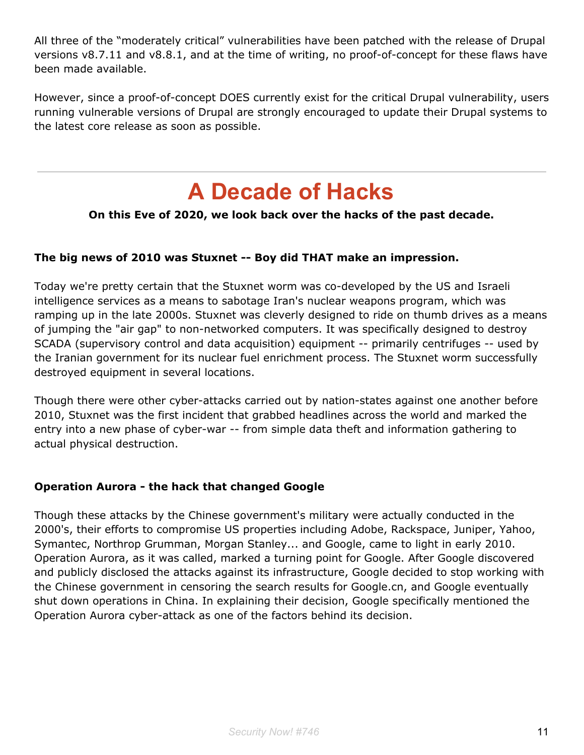All three of the “moderately critical” vulnerabilities have been patched with the release of Drupal versions v8.7.11 and v8.8.1, and at the time of writing, no proof-of-concept for these flaws have been made available.

However, since a proof-of-concept DOES currently exist for the critical Drupal vulnerability, users running vulnerable versions of Drupal are strongly encouraged to update their Drupal systems to the latest core release as soon as possible.

---

# A Decade of Hacks

**On this Eve of 2020, we look back over the hacks of the past decade.**

**The big news of 2010 was Stuxnet -- Boy did THAT make an impression.**

Today we're pretty certain that the Stuxnet worm was co-developed by the US and Israeli intelligence services as a means to sabotage Iran's nuclear weapons program, which was ramping up in the late 2000s. Stuxnet was cleverly designed to ride on thumb drives as a means of jumping the "air gap" to non-networked computers. It was specifically designed to destroy SCADA (supervisory control and data acquisition) equipment -- primarily centrifuges -- used by the Iranian government for its nuclear fuel enrichment process. The Stuxnet worm successfully destroyed equipment in several locations.

Though there were other cyber-attacks carried out by nation-states against one another before 2010, Stuxnet was the first incident that grabbed headlines across the world and marked the entry into a new phase of cyber-war -- from simple data theft and information gathering to actual physical destruction.

**Operation Aurora - the hack that changed Google**

Though these attacks by the Chinese government's military were actually conducted in the 2000's, their efforts to compromise US properties including Adobe, Rackspace, Juniper, Yahoo, Symantec, Northrop Grumman, Morgan Stanley... and Google, came to light in early 2010. Operation Aurora, as it was called, marked a turning point for Google. After Google discovered and publicly disclosed the attacks against its infrastructure, Google decided to stop working with the Chinese government in censoring the search results for Google.cn, and Google eventually shut down operations in China. In explaining their decision, Google specifically mentioned the Operation Aurora cyber-attack as one of the factors behind its decision.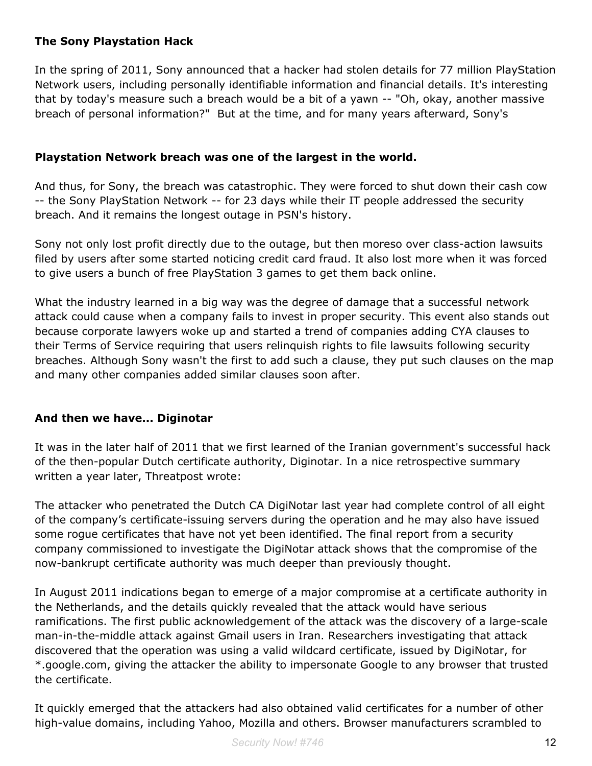**The Sony Playstation Hack**

In the spring of 2011, Sony announced that a hacker had stolen details for 77 million PlayStation Network users, including personally identifiable information and financial details. It's interesting that by today's measure such a breach would be a bit of a yawn -- "Oh, okay, another massive breach of personal information?" But at the time, and for many years afterward, Sony's

**Playstation Network breach was one of the largest in the world.**

And thus, for Sony, the breach was catastrophic. They were forced to shut down their cash cow -- the Sony PlayStation Network -- for 23 days while their IT people addressed the security breach. And it remains the longest outage in PSN's history.

Sony not only lost profit directly due to the outage, but then moreso over class-action lawsuits filed by users after some started noticing credit card fraud. It also lost more when it was forced to give users a bunch of free PlayStation 3 games to get them back online.

What the industry learned in a big way was the degree of damage that a successful network attack could cause when a company fails to invest in proper security. This event also stands out because corporate lawyers woke up and started a trend of companies adding CYA clauses to their Terms of Service requiring that users relinquish rights to file lawsuits following security breaches. Although Sony wasn't the first to add such a clause, they put such clauses on the map and many other companies added similar clauses soon after.

**And then we have... Diginotar**

It was in the later half of 2011 that we first learned of the Iranian government's successful hack of the then-popular Dutch certificate authority, Diginotar. In a nice retrospective summary written a year later, Threatpost wrote:

The attacker who penetrated the Dutch CA DigiNotar last year had complete control of all eight of the company's certificate-issuing servers during the operation and he may also have issued some rogue certificates that have not yet been identified. The final report from a security company commissioned to investigate the DigiNotar attack shows that the compromise of the now-bankrupt certificate authority was much deeper than previously thought.

In August 2011 indications began to emerge of a major compromise at a certificate authority in the Netherlands, and the details quickly revealed that the attack would have serious ramifications. The first public acknowledgement of the attack was the discovery of a large-scale man-in-the-middle attack against Gmail users in Iran. Researchers investigating that attack discovered that the operation was using a valid wildcard certificate, issued by DigiNotar, for *.google.com, giving the attacker the ability to impersonate Google to any browser that trusted the certificate.

It quickly emerged that the attackers had also obtained valid certificates for a number of other high-value domains, including Yahoo, Mozilla and others. Browser manufacturers scrambled to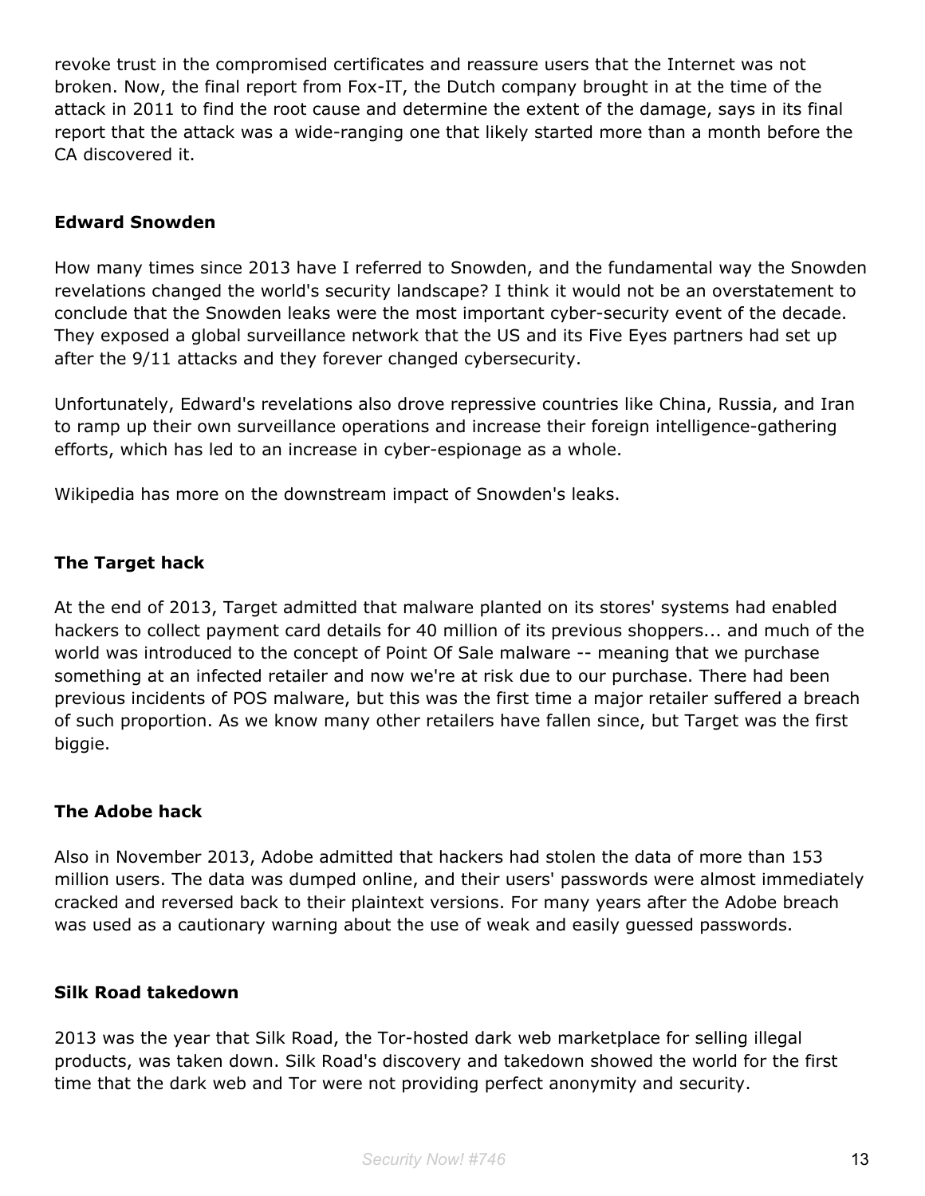revoke trust in the compromised certificates and reassure users that the Internet was not broken. Now, the final report from Fox-IT, the Dutch company brought in at the time of the attack in 2011 to find the root cause and determine the extent of the damage, says in its final report that the attack was a wide-ranging one that likely started more than a month before the CA discovered it.

**Edward Snowden**

How many times since 2013 have I referred to Snowden, and the fundamental way the Snowden revelations changed the world's security landscape? I think it would not be an overstatement to conclude that the Snowden leaks were the most important cyber-security event of the decade. They exposed a global surveillance network that the US and its Five Eyes partners had set up after the 9/11 attacks and they forever changed cybersecurity.

Unfortunately, Edward's revelations also drove repressive countries like China, Russia, and Iran to ramp up their own surveillance operations and increase their foreign intelligence-gathering efforts, which has led to an increase in cyber-espionage as a whole.

Wikipedia has more on the downstream impact of Snowden's leaks.

**The Target hack**

At the end of 2013, Target admitted that malware planted on its stores' systems had enabled hackers to collect payment card details for 40 million of its previous shoppers... and much of the world was introduced to the concept of Point Of Sale malware -- meaning that we purchase something at an infected retailer and now we're at risk due to our purchase. There had been previous incidents of POS malware, but this was the first time a major retailer suffered a breach of such proportion. As we know many other retailers have fallen since, but Target was the first biggie.

**The Adobe hack**

Also in November 2013, Adobe admitted that hackers had stolen the data of more than 153 million users. The data was dumped online, and their users' passwords were almost immediately cracked and reversed back to their plaintext versions. For many years after the Adobe breach was used as a cautionary warning about the use of weak and easily guessed passwords.

**Silk Road takedown**

2013 was the year that Silk Road, the Tor-hosted dark web marketplace for selling illegal products, was taken down. Silk Road's discovery and takedown showed the world for the first time that the dark web and Tor were not providing perfect anonymity and security.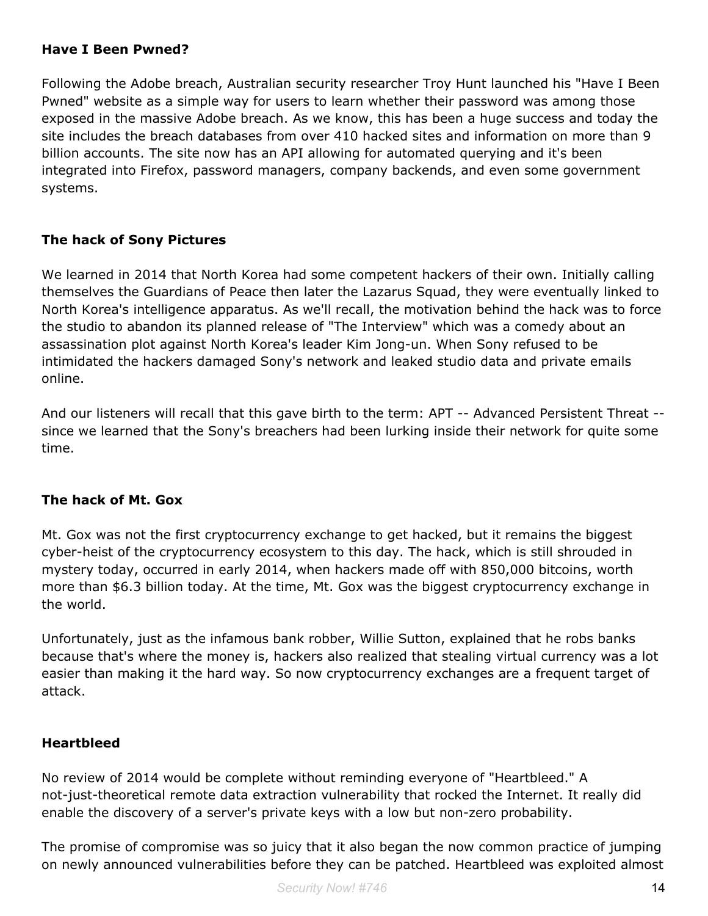**Have I Been Pwned?**

Following the Adobe breach, Australian security researcher Troy Hunt launched his "Have I Been Pwned" website as a simple way for users to learn whether their password was among those exposed in the massive Adobe breach. As we know, this has been a huge success and today the site includes the breach databases from over 410 hacked sites and information on more than 9 billion accounts. The site now has an API allowing for automated querying and it's been integrated into Firefox, password managers, company backends, and even some government systems.

**The hack of Sony Pictures**

We learned in 2014 that North Korea had some competent hackers of their own. Initially calling themselves the Guardians of Peace then later the Lazarus Squad, they were eventually linked to North Korea's intelligence apparatus. As we'll recall, the motivation behind the hack was to force the studio to abandon its planned release of "The Interview" which was a comedy about an assassination plot against North Korea's leader Kim Jong-un. When Sony refused to be intimidated the hackers damaged Sony's network and leaked studio data and private emails online.

And our listeners will recall that this gave birth to the term: APT -- Advanced Persistent Threat -- since we learned that the Sony's breachers had been lurking inside their network for quite some time.

**The hack of Mt. Gox**

Mt. Gox was not the first cryptocurrency exchange to get hacked, but it remains the biggest cyber-heist of the cryptocurrency ecosystem to this day. The hack, which is still shrouded in mystery today, occurred in early 2014, when hackers made off with 850,000 bitcoins, worth more than $6.3 billion today. At the time, Mt. Gox was the biggest cryptocurrency exchange in the world.

Unfortunately, just as the infamous bank robber, Willie Sutton, explained that he robs banks because that's where the money is, hackers also realized that stealing virtual currency was a lot easier than making it the hard way. So now cryptocurrency exchanges are a frequent target of attack.

**Heartbleed**

No review of 2014 would be complete without reminding everyone of "Heartbleed." A not-just-theoretical remote data extraction vulnerability that rocked the Internet. It really did enable the discovery of a server's private keys with a low but non-zero probability.

The promise of compromise was so juicy that it also began the now common practice of jumping on newly announced vulnerabilities before they can be patched. Heartbleed was exploited almost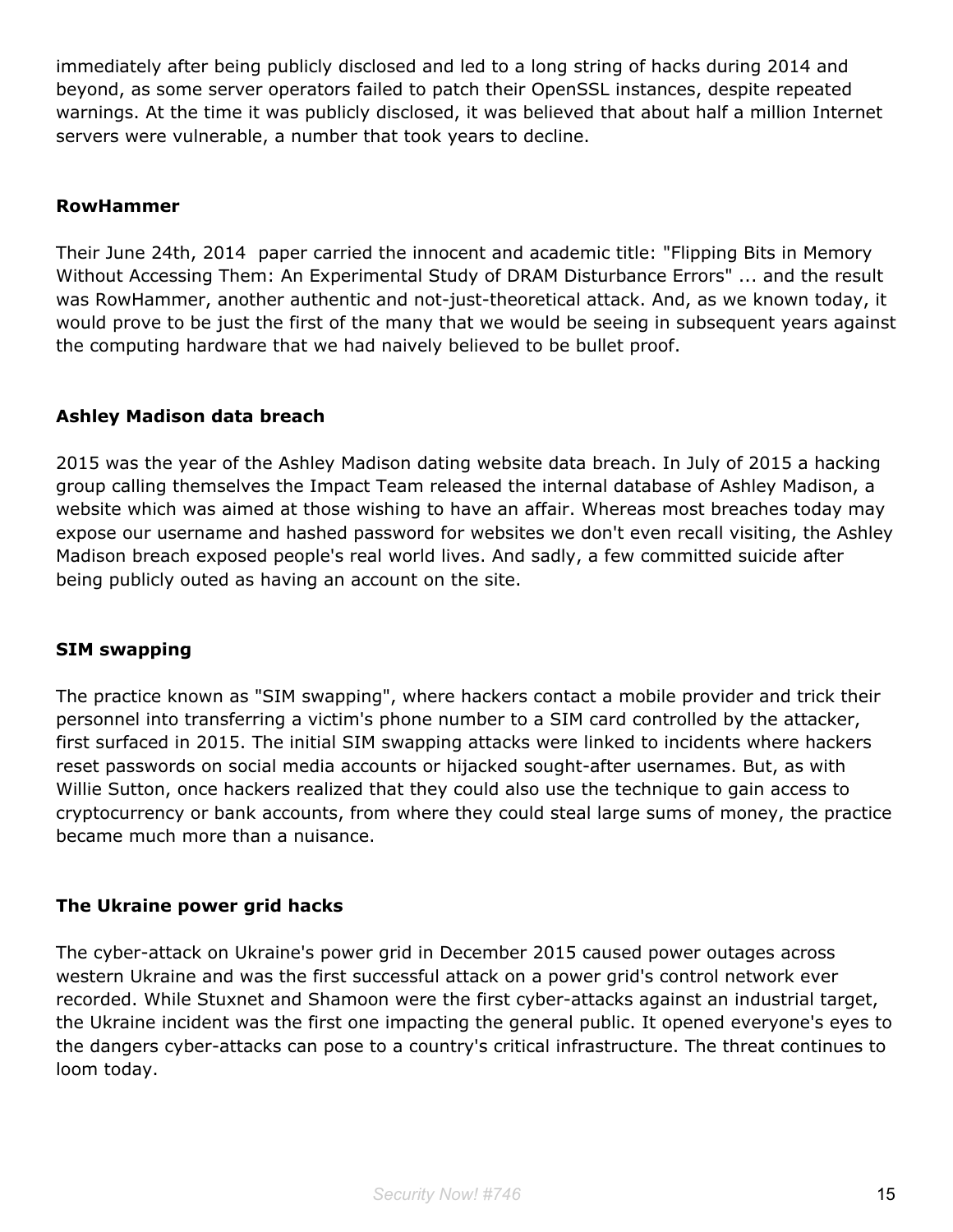immediately after being publicly disclosed and led to a long string of hacks during 2014 and beyond, as some server operators failed to patch their OpenSSL instances, despite repeated warnings. At the time it was publicly disclosed, it was believed that about half a million Internet servers were vulnerable, a number that took years to decline.

**RowHammer**

Their June 24th, 2014 paper carried the innocent and academic title: "Flipping Bits in Memory Without Accessing Them: An Experimental Study of DRAM Disturbance Errors" ... and the result was RowHammer, another authentic and not-just-theoretical attack. And, as we known today, it would prove to be just the first of the many that we would be seeing in subsequent years against the computing hardware that we had naively believed to be bullet proof.

**Ashley Madison data breach**

2015 was the year of the Ashley Madison dating website data breach. In July of 2015 a hacking group calling themselves the Impact Team released the internal database of Ashley Madison, a website which was aimed at those wishing to have an affair. Whereas most breaches today may expose our username and hashed password for websites we don't even recall visiting, the Ashley Madison breach exposed people's real world lives. And sadly, a few committed suicide after being publicly outed as having an account on the site.

**SIM swapping**

The practice known as "SIM swapping", where hackers contact a mobile provider and trick their personnel into transferring a victim's phone number to a SIM card controlled by the attacker, first surfaced in 2015. The initial SIM swapping attacks were linked to incidents where hackers reset passwords on social media accounts or hijacked sought-after usernames. But, as with Willie Sutton, once hackers realized that they could also use the technique to gain access to cryptocurrency or bank accounts, from where they could steal large sums of money, the practice became much more than a nuisance.

**The Ukraine power grid hacks**

The cyber-attack on Ukraine's power grid in December 2015 caused power outages across western Ukraine and was the first successful attack on a power grid's control network ever recorded. While Stuxnet and Shamoon were the first cyber-attacks against an industrial target, the Ukraine incident was the first one impacting the general public. It opened everyone's eyes to the dangers cyber-attacks can pose to a country's critical infrastructure. The threat continues to loom today.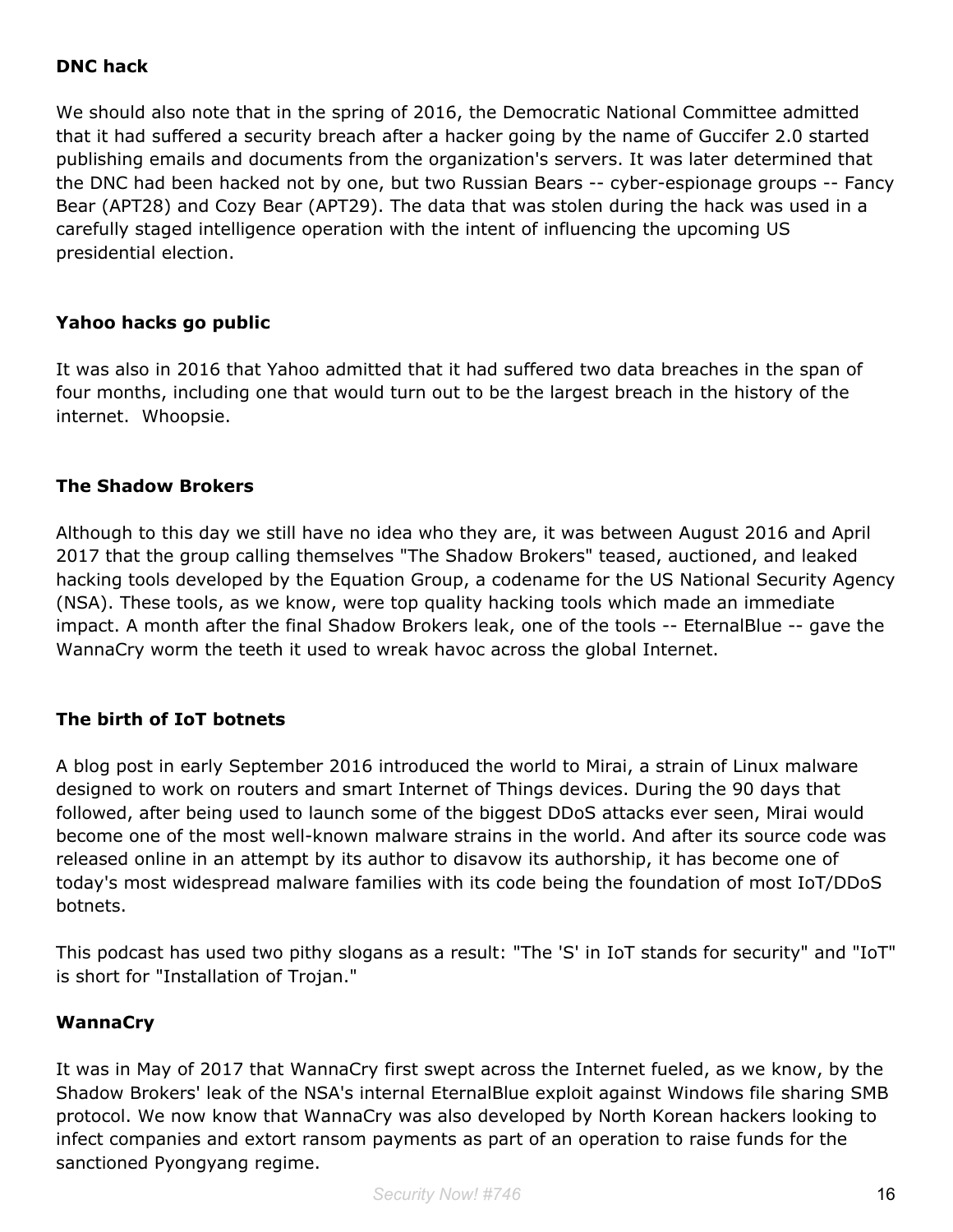**DNC hack**

We should also note that in the spring of 2016, the Democratic National Committee admitted that it had suffered a security breach after a hacker going by the name of Guccifer 2.0 started publishing emails and documents from the organization's servers. It was later determined that the DNC had been hacked not by one, but two Russian Bears -- cyber-espionage groups -- Fancy Bear (APT28) and Cozy Bear (APT29). The data that was stolen during the hack was used in a carefully staged intelligence operation with the intent of influencing the upcoming US presidential election.

**Yahoo hacks go public**

It was also in 2016 that Yahoo admitted that it had suffered two data breaches in the span of four months, including one that would turn out to be the largest breach in the history of the internet. Whoopsie.

**The Shadow Brokers**

Although to this day we still have no idea who they are, it was between August 2016 and April 2017 that the group calling themselves "The Shadow Brokers" teased, auctioned, and leaked hacking tools developed by the Equation Group, a codename for the US National Security Agency (NSA). These tools, as we know, were top quality hacking tools which made an immediate impact. A month after the final Shadow Brokers leak, one of the tools -- EternalBlue -- gave the WannaCry worm the teeth it used to wreak havoc across the global Internet.

**The birth of IoT botnets**

A blog post in early September 2016 introduced the world to Mirai, a strain of Linux malware designed to work on routers and smart Internet of Things devices. During the 90 days that followed, after being used to launch some of the biggest DDoS attacks ever seen, Mirai would become one of the most well-known malware strains in the world. And after its source code was released online in an attempt by its author to disavow its authorship, it has become one of today's most widespread malware families with its code being the foundation of most IoT/DDoS botnets.

This podcast has used two pithy slogans as a result: "The 'S' in IoT stands for security" and "IoT" is short for "Installation of Trojan."

**WannaCry**

It was in May of 2017 that WannaCry first swept across the Internet fueled, as we know, by the Shadow Brokers' leak of the NSA's internal EternalBlue exploit against Windows file sharing SMB protocol. We now know that WannaCry was also developed by North Korean hackers looking to infect companies and extort ransom payments as part of an operation to raise funds for the sanctioned Pyongyang regime.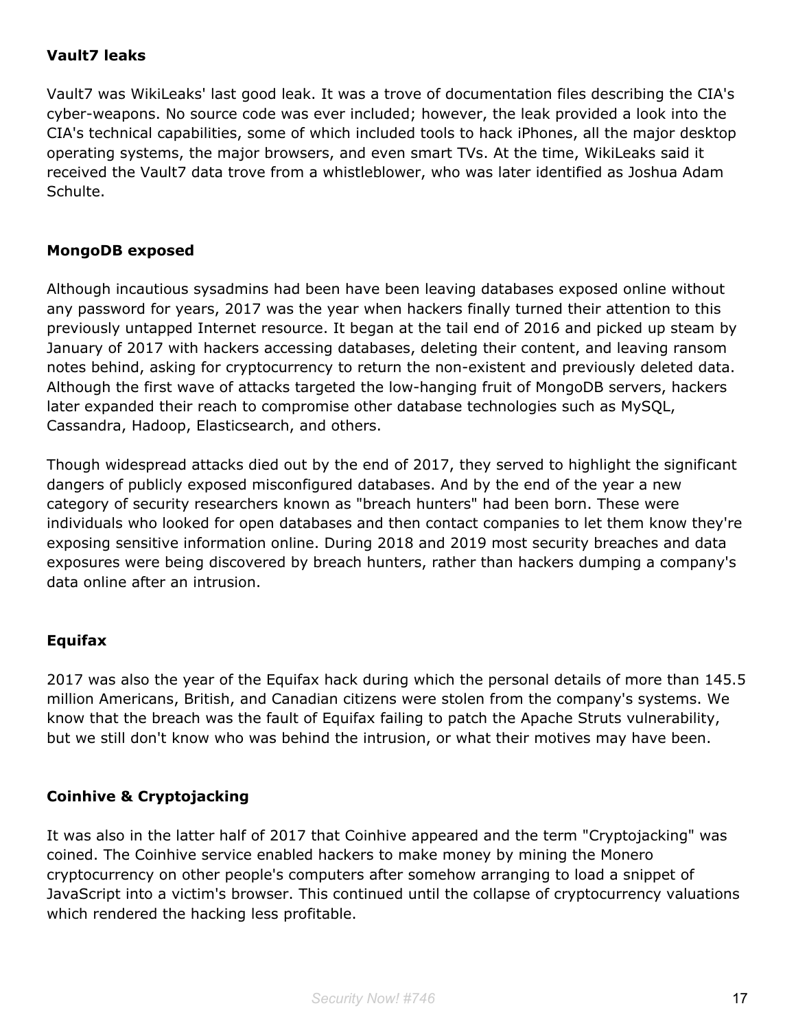**Vault7 leaks**

Vault7 was WikiLeaks' last good leak. It was a trove of documentation files describing the CIA's cyber-weapons. No source code was ever included; however, the leak provided a look into the CIA's technical capabilities, some of which included tools to hack iPhones, all the major desktop operating systems, the major browsers, and even smart TVs. At the time, WikiLeaks said it received the Vault7 data trove from a whistleblower, who was later identified as Joshua Adam Schulte.

**MongoDB exposed**

Although incautious sysadmins had been have been leaving databases exposed online without any password for years, 2017 was the year when hackers finally turned their attention to this previously untapped Internet resource. It began at the tail end of 2016 and picked up steam by January of 2017 with hackers accessing databases, deleting their content, and leaving ransom notes behind, asking for cryptocurrency to return the non-existent and previously deleted data. Although the first wave of attacks targeted the low-hanging fruit of MongoDB servers, hackers later expanded their reach to compromise other database technologies such as MySQL, Cassandra, Hadoop, Elasticsearch, and others.

Though widespread attacks died out by the end of 2017, they served to highlight the significant dangers of publicly exposed misconfigured databases. And by the end of the year a new category of security researchers known as "breach hunters" had been born. These were individuals who looked for open databases and then contact companies to let them know they're exposing sensitive information online. During 2018 and 2019 most security breaches and data exposures were being discovered by breach hunters, rather than hackers dumping a company's data online after an intrusion.

**Equifax**

2017 was also the year of the Equifax hack during which the personal details of more than 145.5 million Americans, British, and Canadian citizens were stolen from the company's systems. We know that the breach was the fault of Equifax failing to patch the Apache Struts vulnerability, but we still don't know who was behind the intrusion, or what their motives may have been.

**Coinhive & Cryptojacking**

It was also in the latter half of 2017 that Coinhive appeared and the term "Cryptojacking" was coined. The Coinhive service enabled hackers to make money by mining the Monero cryptocurrency on other people's computers after somehow arranging to load a snippet of JavaScript into a victim's browser. This continued until the collapse of cryptocurrency valuations which rendered the hacking less profitable.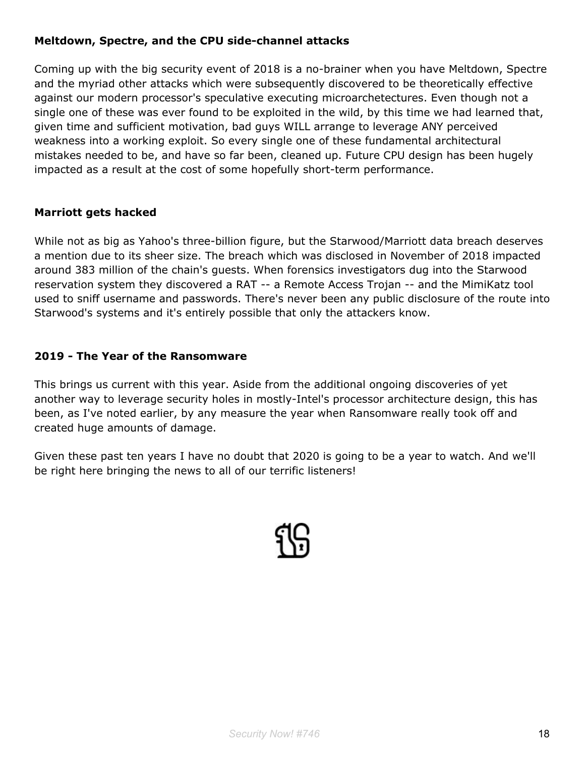**Meltdown, Spectre, and the CPU side-channel attacks**

Coming up with the big security event of 2018 is a no-brainer when you have Meltdown, Spectre and the myriad other attacks which were subsequently discovered to be theoretically effective against our modern processor's speculative executing microarchetectures. Even though not a single one of these was ever found to be exploited in the wild, by this time we had learned that, given time and sufficient motivation, bad guys WILL arrange to leverage ANY perceived weakness into a working exploit. So every single one of these fundamental architectural mistakes needed to be, and have so far been, cleaned up. Future CPU design has been hugely impacted as a result at the cost of some hopefully short-term performance.

**Marriott gets hacked**

While not as big as Yahoo's three-billion figure, but the Starwood/Marriott data breach deserves a mention due to its sheer size. The breach which was disclosed in November of 2018 impacted around 383 million of the chain's guests. When forensics investigators dug into the Starwood reservation system they discovered a RAT -- a Remote Access Trojan -- and the MimiKatz tool used to sniff username and passwords. There's never been any public disclosure of the route into Starwood's systems and it's entirely possible that only the attackers know.

**2019 - The Year of the Ransomware**

This brings us current with this year. Aside from the additional ongoing discoveries of yet another way to leverage security holes in mostly-Intel's processor architecture design, this has been, as I've noted earlier, by any measure the year when Ransomware really took off and created huge amounts of damage.

Given these past ten years I have no doubt that 2020 is going to be a year to watch. And we'll be right here bringing the news to all of our terrific listeners!